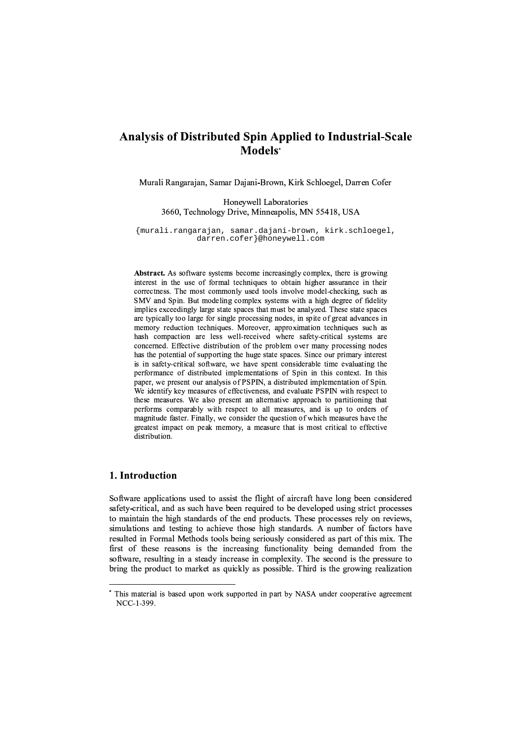# Analysis of Distributed Spin Applied to Industrial-Scale Models[*]

Murali Rangarajan, Samar Dajani-Brown, Kirk Schloegel, Darren Cofer

Honeywell Laboratories
3660, Technology Drive, Minneapolis, MN 55418, USA

{murali.rangarajan, samar.dajani-brown, kirk.schloegel, darren.cofer}@honeywell.com

**Abstract.** As software systems become increasingly complex, there is growing interest in the use of formal techniques to obtain higher assurance in their correctness. The most commonly used tools involve model-checking, such as SMV and Spin. But modeling complex systems with a high degree of fidelity implies exceedingly large state spaces that must be analyzed. These state spaces are typically too large for single processing nodes, in spite of great advances in memory reduction techniques. Moreover, approximation techniques such as hash compaction are less well-received where safety-critical systems are concerned. Effective distribution of the problem over many processing nodes has the potential of supporting the huge state spaces. Since our primary interest is in safety-critical software, we have spent considerable time evaluating the performance of distributed implementations of Spin in this context. In this paper, we present our analysis of PSPIN, a distributed implementation of Spin. We identify key measures of effectiveness, and evaluate PSPIN with respect to these measures. We also present an alternative approach to partitioning that performs comparably with respect to all measures, and is up to orders of magnitude faster. Finally, we consider the question of which measures have the greatest impact on peak memory, a measure that is most critical to effective distribution.

## 1. Introduction

Software applications used to assist the flight of aircraft have long been considered safety-critical, and as such have been required to be developed using strict processes to maintain the high standards of the end products. These processes rely on reviews, simulations and testing to achieve those high standards. A number of factors have resulted in Formal Methods tools being seriously considered as part of this mix. The first of these reasons is the increasing functionality being demanded from the software, resulting in a steady increase in complexity. The second is the pressure to bring the product to market as quickly as possible. Third is the growing realization

---

[*] This material is based upon work supported in part by NASA under cooperative agreement NCC-1-399.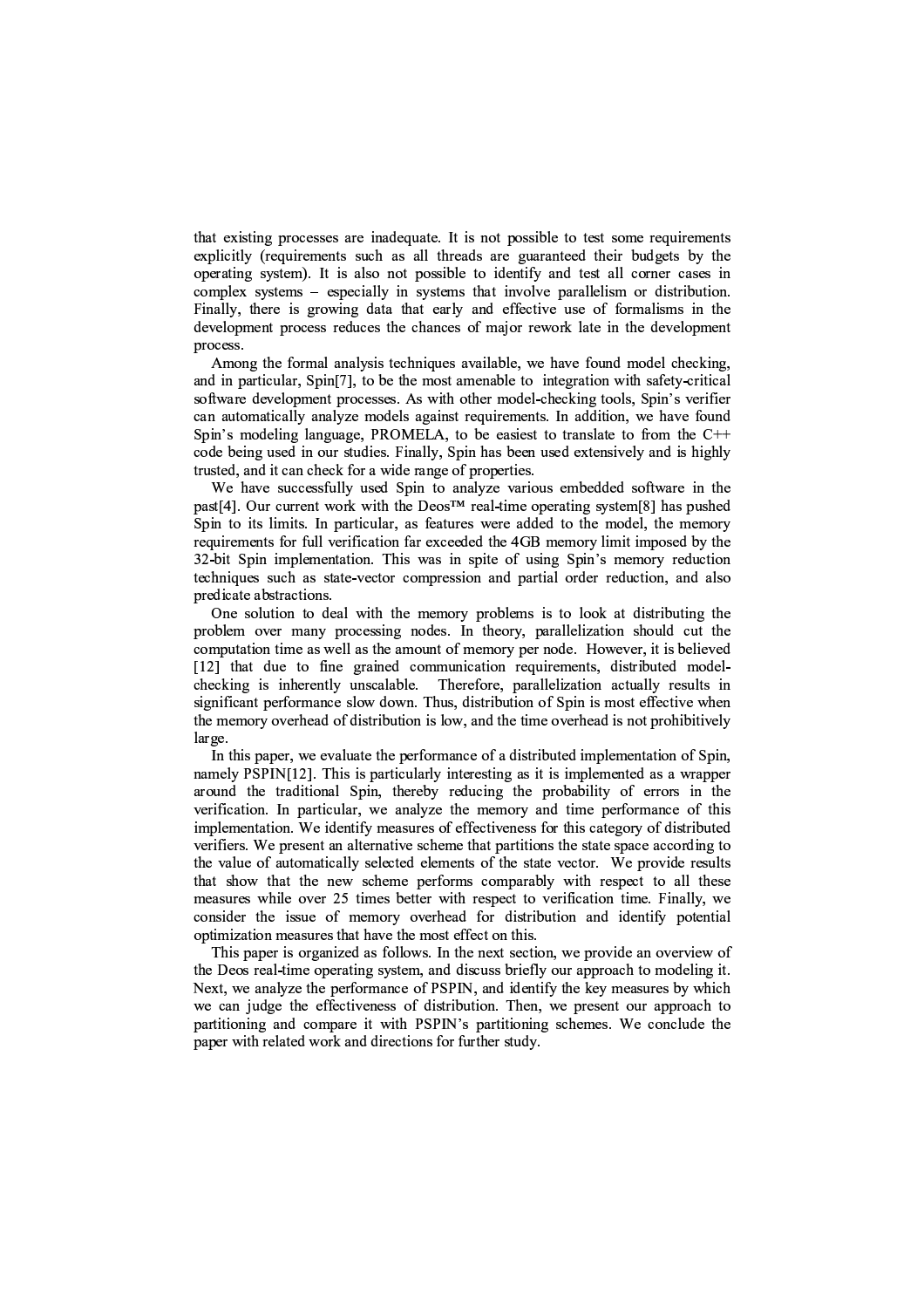that existing processes are inadequate. It is not possible to test some requirements explicitly (requirements such as all threads are guaranteed their budgets by the operating system). It is also not possible to identify and test all corner cases in complex systems – especially in systems that involve parallelism or distribution. Finally, there is growing data that early and effective use of formalisms in the development process reduces the chances of major rework late in the development process.

Among the formal analysis techniques available, we have found model checking, and in particular, Spin[7], to be the most amenable to integration with safety-critical software development processes. As with other model-checking tools, Spin's verifier can automatically analyze models against requirements. In addition, we have found Spin's modeling language, PROMELA, to be easiest to translate to from the C++ code being used in our studies. Finally, Spin has been used extensively and is highly trusted, and it can check for a wide range of properties.

We have successfully used Spin to analyze various embedded software in the past[4]. Our current work with the Deos™ real-time operating system[8] has pushed Spin to its limits. In particular, as features were added to the model, the memory requirements for full verification far exceeded the 4GB memory limit imposed by the 32-bit Spin implementation. This was in spite of using Spin's memory reduction techniques such as state-vector compression and partial order reduction, and also predicate abstractions.

One solution to deal with the memory problems is to look at distributing the problem over many processing nodes. In theory, parallelization should cut the computation time as well as the amount of memory per node. However, it is believed [12] that due to fine grained communication requirements, distributed model-checking is inherently unscalable. Therefore, parallelization actually results in significant performance slow down. Thus, distribution of Spin is most effective when the memory overhead of distribution is low, and the time overhead is not prohibitively large.

In this paper, we evaluate the performance of a distributed implementation of Spin, namely PSPIN[12]. This is particularly interesting as it is implemented as a wrapper around the traditional Spin, thereby reducing the probability of errors in the verification. In particular, we analyze the memory and time performance of this implementation. We identify measures of effectiveness for this category of distributed verifiers. We present an alternative scheme that partitions the state space according to the value of automatically selected elements of the state vector. We provide results that show that the new scheme performs comparably with respect to all these measures while over 25 times better with respect to verification time. Finally, we consider the issue of memory overhead for distribution and identify potential optimization measures that have the most effect on this.

This paper is organized as follows. In the next section, we provide an overview of the Deos real-time operating system, and discuss briefly our approach to modeling it. Next, we analyze the performance of PSPIN, and identify the key measures by which we can judge the effectiveness of distribution. Then, we present our approach to partitioning and compare it with PSPIN's partitioning schemes. We conclude the paper with related work and directions for further study.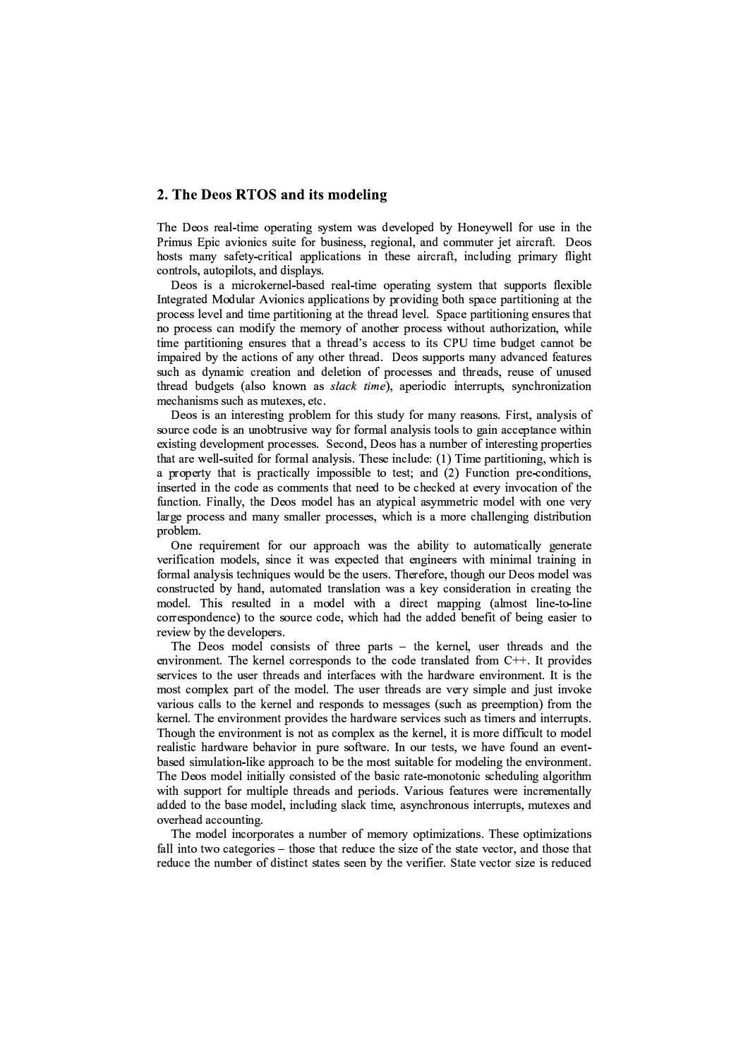## 2. The Deos RTOS and its modeling

The Deos real-time operating system was developed by Honeywell for use in the Primus Epic avionics suite for business, regional, and commuter jet aircraft. Deos hosts many safety-critical applications in these aircraft, including primary flight controls, autopilots, and displays.

Deos is a microkernel-based real-time operating system that supports flexible Integrated Modular Avionics applications by providing both space partitioning at the process level and time partitioning at the thread level. Space partitioning ensures that no process can modify the memory of another process without authorization, while time partitioning ensures that a thread's access to its CPU time budget cannot be impaired by the actions of any other thread. Deos supports many advanced features such as dynamic creation and deletion of processes and threads, reuse of unused thread budgets (also known as *slack time*), aperiodic interrupts, synchronization mechanisms such as mutexes, etc.

Deos is an interesting problem for this study for many reasons. First, analysis of source code is an unobtrusive way for formal analysis tools to gain acceptance within existing development processes. Second, Deos has a number of interesting properties that are well-suited for formal analysis. These include: (1) Time partitioning, which is a property that is practically impossible to test; and (2) Function pre-conditions, inserted in the code as comments that need to be checked at every invocation of the function. Finally, the Deos model has an atypical asymmetric model with one very large process and many smaller processes, which is a more challenging distribution problem.

One requirement for our approach was the ability to automatically generate verification models, since it was expected that engineers with minimal training in formal analysis techniques would be the users. Therefore, though our Deos model was constructed by hand, automated translation was a key consideration in creating the model. This resulted in a model with a direct mapping (almost line-to-line correspondence) to the source code, which had the added benefit of being easier to review by the developers.

The Deos model consists of three parts – the kernel, user threads and the environment. The kernel corresponds to the code translated from C++. It provides services to the user threads and interfaces with the hardware environment. It is the most complex part of the model. The user threads are very simple and just invoke various calls to the kernel and responds to messages (such as preemption) from the kernel. The environment provides the hardware services such as timers and interrupts. Though the environment is not as complex as the kernel, it is more difficult to model realistic hardware behavior in pure software. In our tests, we have found an event-based simulation-like approach to be the most suitable for modeling the environment. The Deos model initially consisted of the basic rate-monotonic scheduling algorithm with support for multiple threads and periods. Various features were incrementally added to the base model, including slack time, asynchronous interrupts, mutexes and overhead accounting.

The model incorporates a number of memory optimizations. These optimizations fall into two categories – those that reduce the size of the state vector, and those that reduce the number of distinct states seen by the verifier. State vector size is reduced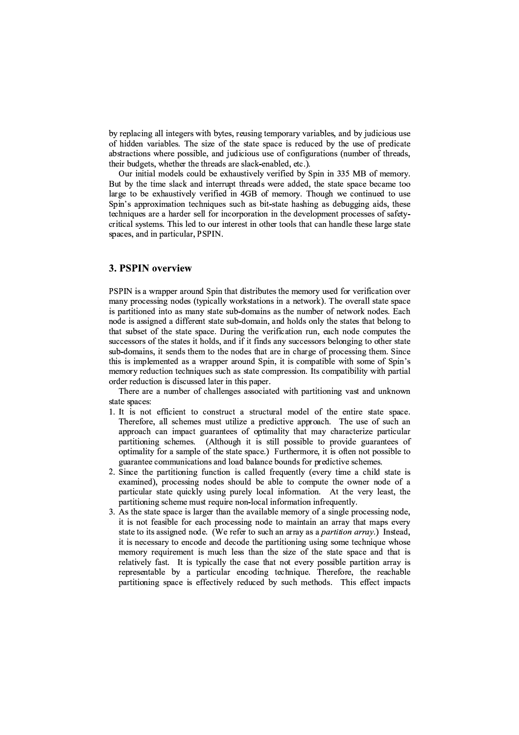by replacing all integers with bytes, reusing temporary variables, and by judicious use of hidden variables. The size of the state space is reduced by the use of predicate abstractions where possible, and judicious use of configurations (number of threads, their budgets, whether the threads are slack-enabled, etc.).

Our initial models could be exhaustively verified by Spin in 335 MB of memory. But by the time slack and interrupt threads were added, the state space became too large to be exhaustively verified in 4GB of memory. Though we continued to use Spin's approximation techniques such as bit-state hashing as debugging aids, these techniques are a harder sell for incorporation in the development processes of safety-critical systems. This led to our interest in other tools that can handle these large state spaces, and in particular, PSPIN.

## 3. PSPIN overview

PSPIN is a wrapper around Spin that distributes the memory used for verification over many processing nodes (typically workstations in a network). The overall state space is partitioned into as many state sub-domains as the number of network nodes. Each node is assigned a different state sub-domain, and holds only the states that belong to that subset of the state space. During the verification run, each node computes the successors of the states it holds, and if it finds any successors belonging to other state sub-domains, it sends them to the nodes that are in charge of processing them. Since this is implemented as a wrapper around Spin, it is compatible with some of Spin's memory reduction techniques such as state compression. Its compatibility with partial order reduction is discussed later in this paper.

There are a number of challenges associated with partitioning vast and unknown state spaces:

1. It is not efficient to construct a structural model of the entire state space. Therefore, all schemes must utilize a predictive approach. The use of such an approach can impact guarantees of optimality that may characterize particular partitioning schemes. (Although it is still possible to provide guarantees of optimality for a sample of the state space.) Furthermore, it is often not possible to guarantee communications and load balance bounds for predictive schemes.
2. Since the partitioning function is called frequently (every time a child state is examined), processing nodes should be able to compute the owner node of a particular state quickly using purely local information. At the very least, the partitioning scheme must require non-local information infrequently.
3. As the state space is larger than the available memory of a single processing node, it is not feasible for each processing node to maintain an array that maps every state to its assigned node. (We refer to such an array as a *partition array*.) Instead, it is necessary to encode and decode the partitioning using some technique whose memory requirement is much less than the size of the state space and that is relatively fast. It is typically the case that not every possible partition array is representable by a particular encoding technique. Therefore, the reachable partitioning space is effectively reduced by such methods. This effect impacts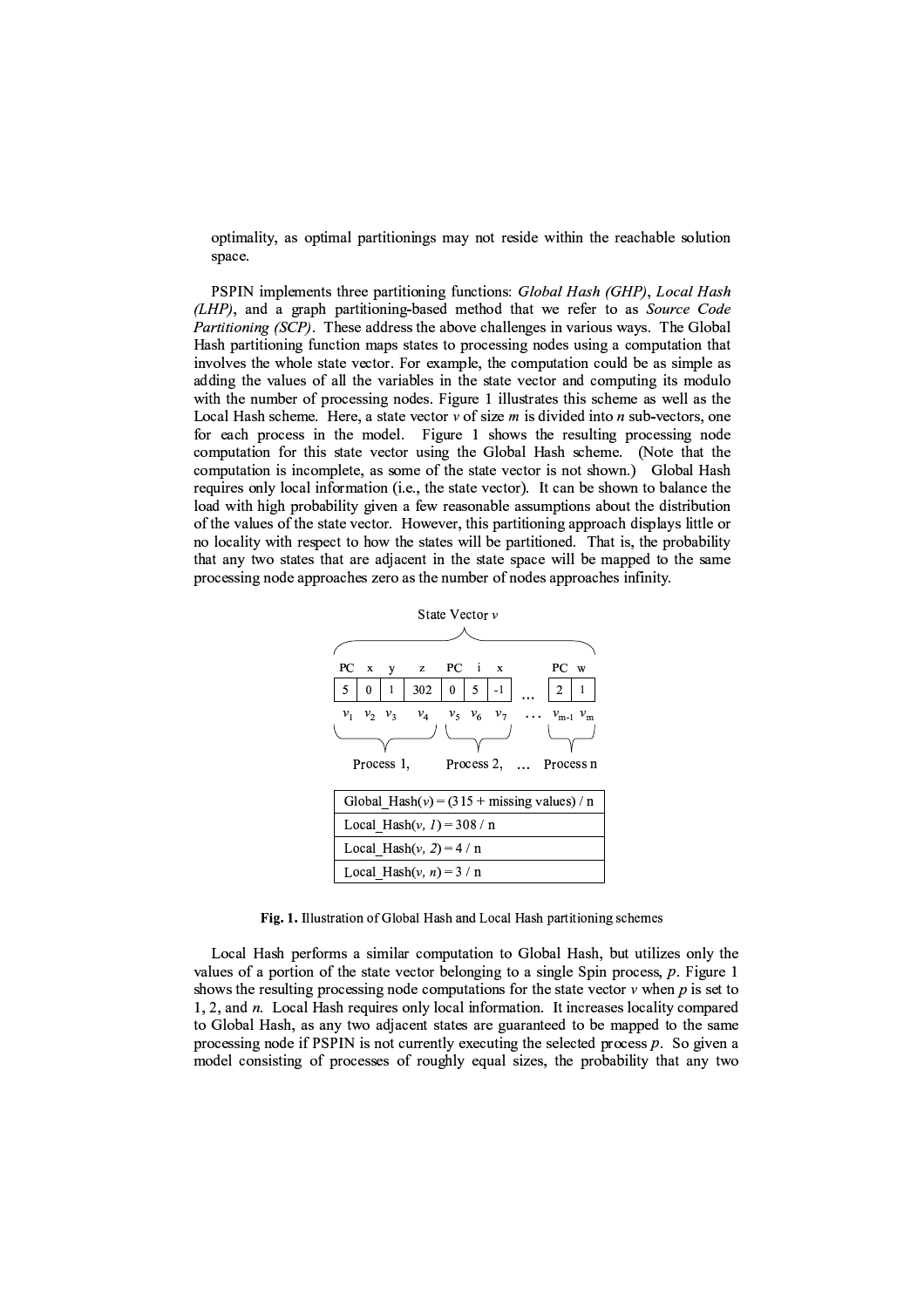optimality, as optimal partitionings may not reside within the reachable solution space.

PSPIN implements three partitioning functions: *Global Hash (GHP)*, *Local Hash (LHP)*, and a graph partitioning-based method that we refer to as *Source Code Partitioning (SCP)*. These address the above challenges in various ways. The Global Hash partitioning function maps states to processing nodes using a computation that involves the whole state vector. For example, the computation could be as simple as adding the values of all the variables in the state vector and computing its modulo with the number of processing nodes. Figure 1 illustrates this scheme as well as the Local Hash scheme. Here, a state vector $v$ of size $m$ is divided into $n$ sub-vectors, one for each process in the model. Figure 1 shows the resulting processing node computation for this state vector using the Global Hash scheme. (Note that the computation is incomplete, as some of the state vector is not shown.) Global Hash requires only local information (i.e., the state vector). It can be shown to balance the load with high probability given a few reasonable assumptions about the distribution of the values of the state vector. However, this partitioning approach displays little or no locality with respect to how the states will be partitioned. That is, the probability that any two states that are adjacent in the state space will be mapped to the same processing node approaches zero as the number of nodes approaches infinity.

State Vector $v$

| PC | x | y | z | PC | i | x | … | PC | w |
|---|---|---|---|---|---|---|---|---|---|
| 5 | 0 | 1 | 302 | 0 | 5 | -1 | … | 2 | 1 |
| $v_1$ | $v_2$ | $v_3$ | $v_4$ | $v_5$ | $v_6$ | $v_7$ | … | $v_{m-1}$ | $v_m$ |
| Process 1, | | | | Process 2, | | | … | Process n | |

| Global_Hash($v$) = (315 + missing values) / n |
|---|
| Local_Hash($v$, $1$) = 308 / n |
| Local_Hash($v$, $2$) = 4 / n |
| Local_Hash($v$, $n$) = 3 / n |

**Fig. 1.** Illustration of Global Hash and Local Hash partitioning schemes

Local Hash performs a similar computation to Global Hash, but utilizes only the values of a portion of the state vector belonging to a single Spin process, $p$. Figure 1 shows the resulting processing node computations for the state vector $v$ when $p$ is set to 1, 2, and $n$. Local Hash requires only local information. It increases locality compared to Global Hash, as any two adjacent states are guaranteed to be mapped to the same processing node if PSPIN is not currently executing the selected process $p$. So given a model consisting of processes of roughly equal sizes, the probability that any two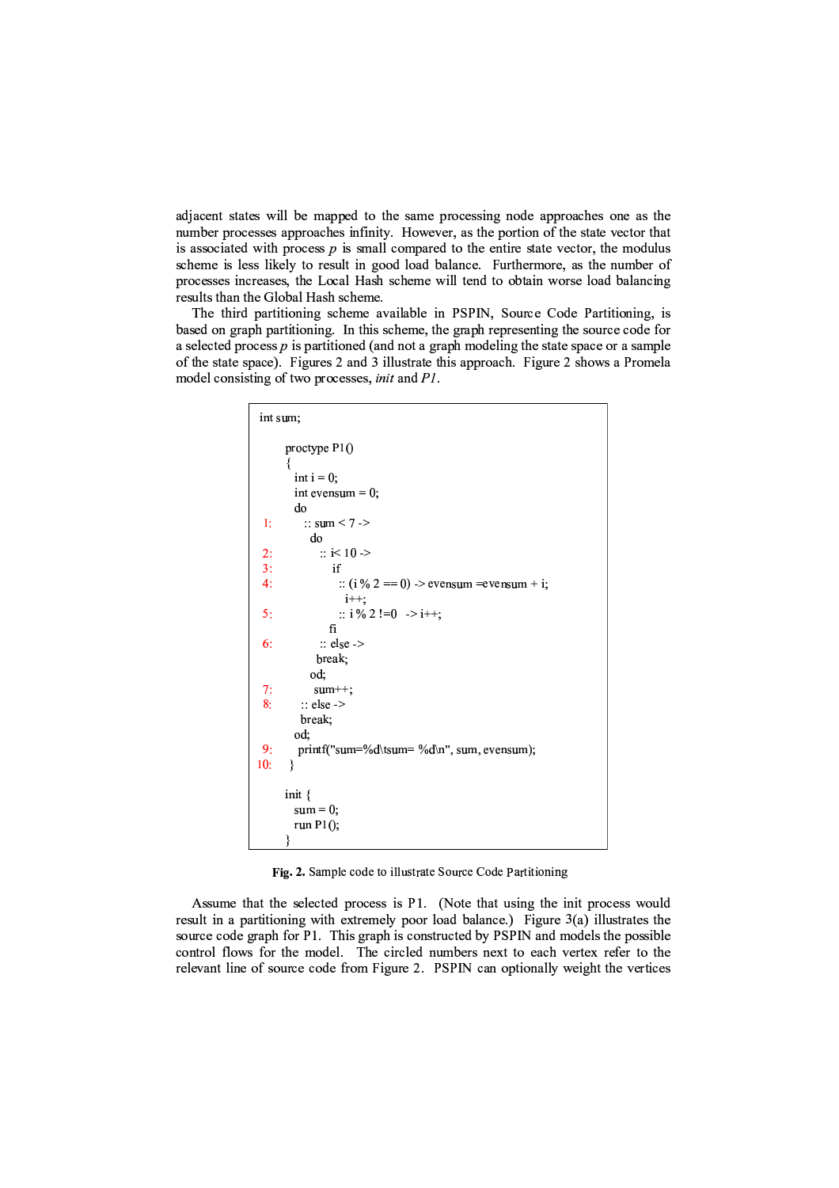adjacent states will be mapped to the same processing node approaches one as the number processes approaches infinity. However, as the portion of the state vector that is associated with process *p* is small compared to the entire state vector, the modulus scheme is less likely to result in good load balance. Furthermore, as the number of processes increases, the Local Hash scheme will tend to obtain worse load balancing results than the Global Hash scheme.

The third partitioning scheme available in PSPIN, Source Code Partitioning, is based on graph partitioning. In this scheme, the graph representing the source code for a selected process *p* is partitioned (and not a graph modeling the state space or a sample of the state space). Figures 2 and 3 illustrate this approach. Figure 2 shows a Promela model consisting of two processes, *init* and *P1*.

```
int sum;

        proctype P1()
        {
          int i = 0;
          int evensum = 0;
          do
 1:         :: sum < 7 ->
              do
 2:             :: i< 10 ->
 3:                 if
 4:                   :: (i % 2 == 0) -> evensum =evensum + i;
                         i++;
 5:                   :: i % 2 !=0   -> i++;
                    fi
 6:             :: else ->
                  break;
              od;
 7:            sum++;
 8:         :: else ->
              break;
          od;
 9:       printf("sum=%d\tsum= %d\n", sum, evensum);
10:     }

        init {
          sum = 0;
          run P1();
        }
```

**Fig. 2.** Sample code to illustrate Source Code Partitioning

Assume that the selected process is P1. (Note that using the init process would result in a partitioning with extremely poor load balance.) Figure 3(a) illustrates the source code graph for P1. This graph is constructed by PSPIN and models the possible control flows for the model. The circled numbers next to each vertex refer to the relevant line of source code from Figure 2. PSPIN can optionally weight the vertices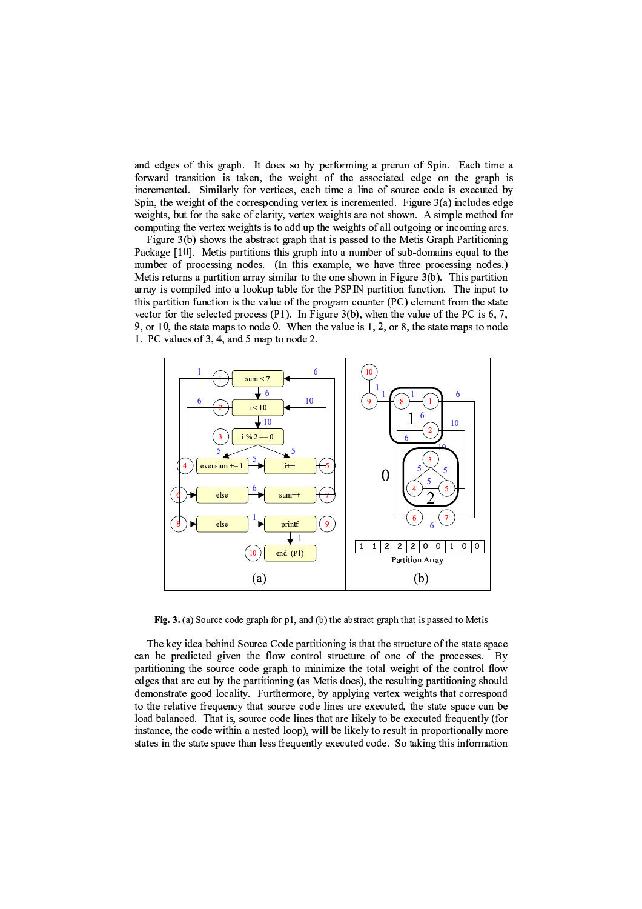and edges of this graph. It does so by performing a prerun of Spin. Each time a forward transition is taken, the weight of the associated edge on the graph is incremented. Similarly for vertices, each time a line of source code is executed by Spin, the weight of the corresponding vertex is incremented. Figure 3(a) includes edge weights, but for the sake of clarity, vertex weights are not shown. A simple method for computing the vertex weights is to add up the weights of all outgoing or incoming arcs.

Figure 3(b) shows the abstract graph that is passed to the Metis Graph Partitioning Package [10]. Metis partitions this graph into a number of sub-domains equal to the number of processing nodes. (In this example, we have three processing nodes.) Metis returns a partition array similar to the one shown in Figure 3(b). This partition array is compiled into a lookup table for the PSPIN partition function. The input to this partition function is the value of the program counter (PC) element from the state vector for the selected process (P1). In Figure 3(b), when the value of the PC is 6, 7, 9, or 10, the state maps to node 0. When the value is 1, 2, or 8, the state maps to node 1. PC values of 3, 4, and 5 map to node 2.

**Fig. 3.** (a) Source code graph for p1, and (b) the abstract graph that is passed to Metis

The key idea behind Source Code partitioning is that the structure of the state space can be predicted given the flow control structure of one of the processes. By partitioning the source code graph to minimize the total weight of the control flow edges that are cut by the partitioning (as Metis does), the resulting partitioning should demonstrate good locality. Furthermore, by applying vertex weights that correspond to the relative frequency that source code lines are executed, the state space can be load balanced. That is, source code lines that are likely to be executed frequently (for instance, the code within a nested loop), will be likely to result in proportionally more states in the state space than less frequently executed code. So taking this information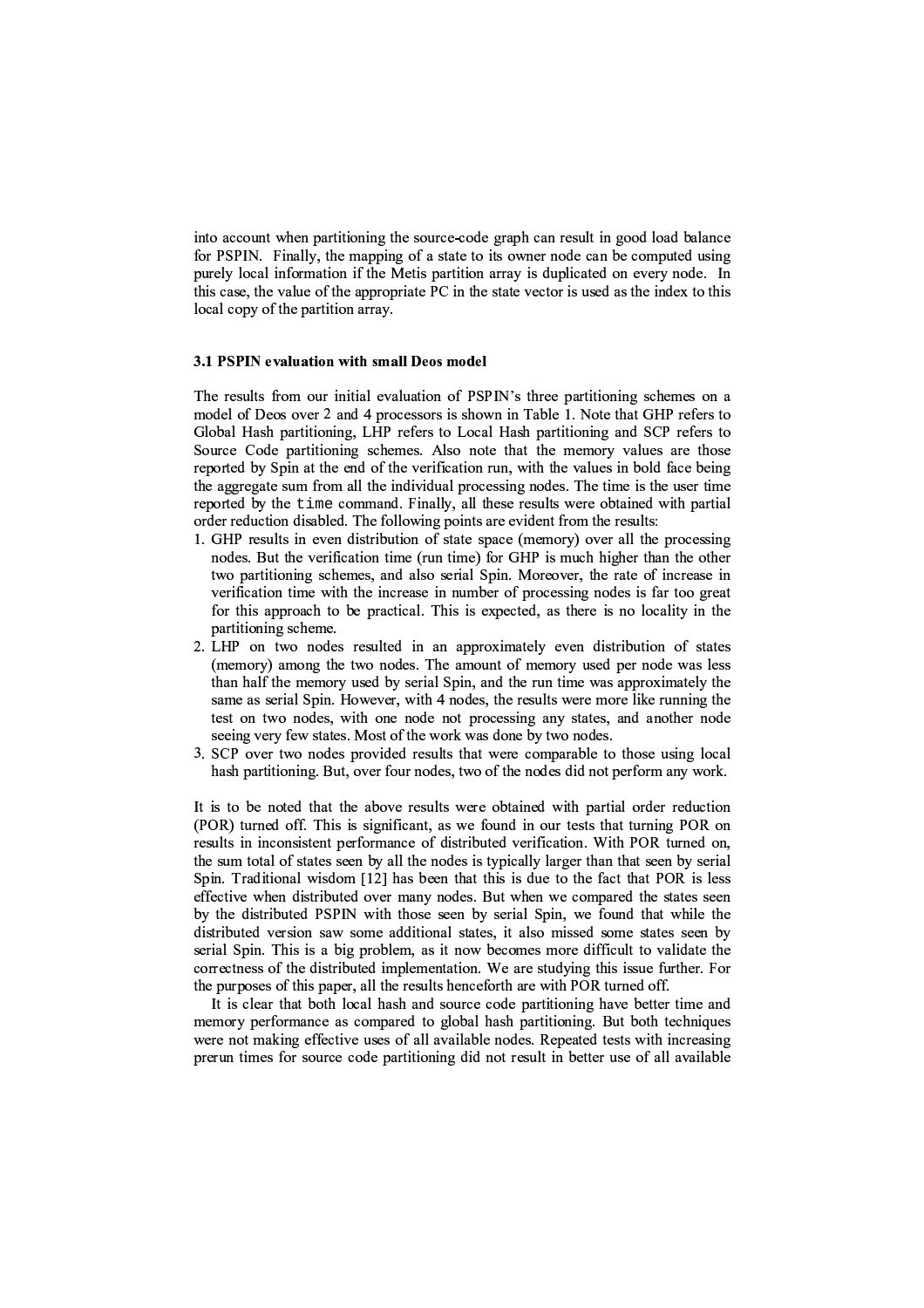into account when partitioning the source-code graph can result in good load balance for PSPIN. Finally, the mapping of a state to its owner node can be computed using purely local information if the Metis partition array is duplicated on every node. In this case, the value of the appropriate PC in the state vector is used as the index to this local copy of the partition array.

### 3.1 PSPIN evaluation with small Deos model

The results from our initial evaluation of PSPIN's three partitioning schemes on a model of Deos over 2 and 4 processors is shown in Table 1. Note that GHP refers to Global Hash partitioning, LHP refers to Local Hash partitioning and SCP refers to Source Code partitioning schemes. Also note that the memory values are those reported by Spin at the end of the verification run, with the values in bold face being the aggregate sum from all the individual processing nodes. The time is the user time reported by the `time` command. Finally, all these results were obtained with partial order reduction disabled. The following points are evident from the results:

1. GHP results in even distribution of state space (memory) over all the processing nodes. But the verification time (run time) for GHP is much higher than the other two partitioning schemes, and also serial Spin. Moreover, the rate of increase in verification time with the increase in number of processing nodes is far too great for this approach to be practical. This is expected, as there is no locality in the partitioning scheme.
2. LHP on two nodes resulted in an approximately even distribution of states (memory) among the two nodes. The amount of memory used per node was less than half the memory used by serial Spin, and the run time was approximately the same as serial Spin. However, with 4 nodes, the results were more like running the test on two nodes, with one node not processing any states, and another node seeing very few states. Most of the work was done by two nodes.
3. SCP over two nodes provided results that were comparable to those using local hash partitioning. But, over four nodes, two of the nodes did not perform any work.

It is to be noted that the above results were obtained with partial order reduction (POR) turned off. This is significant, as we found in our tests that turning POR on results in inconsistent performance of distributed verification. With POR turned on, the sum total of states seen by all the nodes is typically larger than that seen by serial Spin. Traditional wisdom [12] has been that this is due to the fact that POR is less effective when distributed over many nodes. But when we compared the states seen by the distributed PSPIN with those seen by serial Spin, we found that while the distributed version saw some additional states, it also missed some states seen by serial Spin. This is a big problem, as it now becomes more difficult to validate the correctness of the distributed implementation. We are studying this issue further. For the purposes of this paper, all the results henceforth are with POR turned off.

It is clear that both local hash and source code partitioning have better time and memory performance as compared to global hash partitioning. But both techniques were not making effective uses of all available nodes. Repeated tests with increasing prerun times for source code partitioning did not result in better use of all available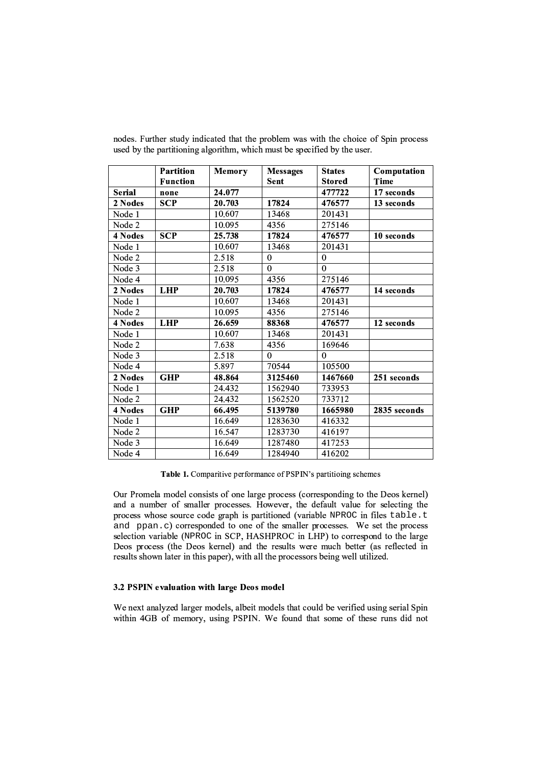nodes. Further study indicated that the problem was with the choice of Spin process used by the partitioning algorithm, which must be specified by the user.

| | **Partition Function** | **Memory** | **Messages Sent** | **States Stored** | **Computation Time** |
|---|---|---|---|---|---|
| **Serial** | **none** | **24.077** | | **477722** | **17 seconds** |
| **2 Nodes** | **SCP** | **20.703** | **17824** | **476577** | **13 seconds** |
| Node 1 | | 10.607 | 13468 | 201431 | |
| Node 2 | | 10.095 | 4356 | 275146 | |
| **4 Nodes** | **SCP** | **25.738** | **17824** | **476577** | **10 seconds** |
| Node 1 | | 10.607 | 13468 | 201431 | |
| Node 2 | | 2.518 | 0 | 0 | |
| Node 3 | | 2.518 | 0 | 0 | |
| Node 4 | | 10.095 | 4356 | 275146 | |
| **2 Nodes** | **LHP** | **20.703** | **17824** | **476577** | **14 seconds** |
| Node 1 | | 10.607 | 13468 | 201431 | |
| Node 2 | | 10.095 | 4356 | 275146 | |
| **4 Nodes** | **LHP** | **26.659** | **88368** | **476577** | **12 seconds** |
| Node 1 | | 10.607 | 13468 | 201431 | |
| Node 2 | | 7.638 | 4356 | 169646 | |
| Node 3 | | 2.518 | 0 | 0 | |
| Node 4 | | 5.897 | 70544 | 105500 | |
| **2 Nodes** | **GHP** | **48.864** | **3125460** | **1467660** | **251 seconds** |
| Node 1 | | 24.432 | 1562940 | 733953 | |
| Node 2 | | 24.432 | 1562520 | 733712 | |
| **4 Nodes** | **GHP** | **66.495** | **5139780** | **1665980** | **2835 seconds** |
| Node 1 | | 16.649 | 1283630 | 416332 | |
| Node 2 | | 16.547 | 1283730 | 416197 | |
| Node 3 | | 16.649 | 1287480 | 417253 | |
| Node 4 | | 16.649 | 1284940 | 416202 | |

**Table 1.** Comparitive performance of PSPIN's partitioing schemes

Our Promela model consists of one large process (corresponding to the Deos kernel) and a number of smaller processes. However, the default value for selecting the process whose source code graph is partitioned (variable NPROC in files `table.t` and `ppan.c`) corresponded to one of the smaller processes. We set the process selection variable (NPROC in SCP, HASHPROC in LHP) to correspond to the large Deos process (the Deos kernel) and the results were much better (as reflected in results shown later in this paper), with all the processors being well utilized.

### 3.2 PSPIN evaluation with large Deos model

We next analyzed larger models, albeit models that could be verified using serial Spin within 4GB of memory, using PSPIN. We found that some of these runs did not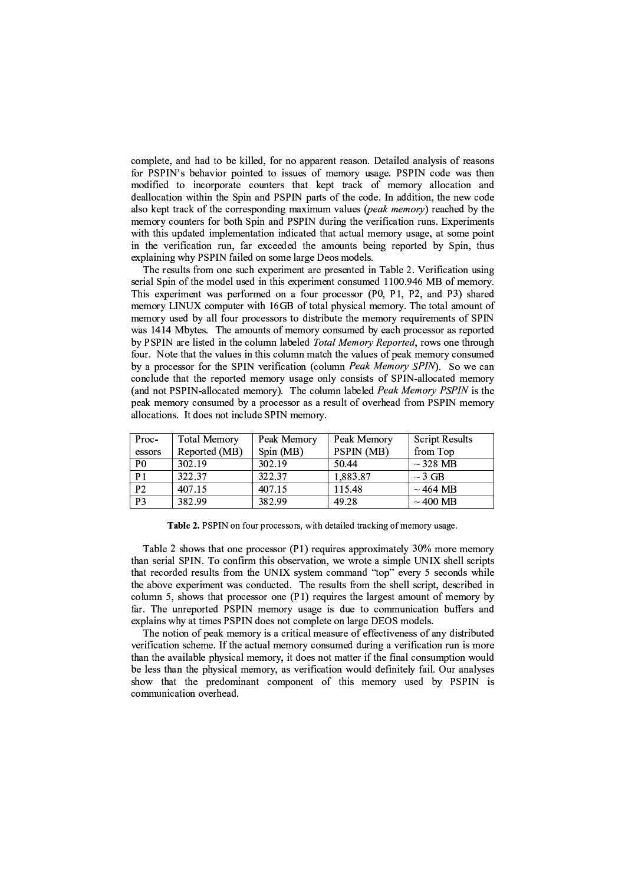complete, and had to be killed, for no apparent reason. Detailed analysis of reasons for PSPIN's behavior pointed to issues of memory usage. PSPIN code was then modified to incorporate counters that kept track of memory allocation and deallocation within the Spin and PSPIN parts of the code. In addition, the new code also kept track of the corresponding maximum values (*peak memory*) reached by the memory counters for both Spin and PSPIN during the verification runs. Experiments with this updated implementation indicated that actual memory usage, at some point in the verification run, far exceeded the amounts being reported by Spin, thus explaining why PSPIN failed on some large Deos models.

The results from one such experiment are presented in Table 2. Verification using serial Spin of the model used in this experiment consumed 1100.946 MB of memory. This experiment was performed on a four processor (P0, P1, P2, and P3) shared memory LINUX computer with 16GB of total physical memory. The total amount of memory used by all four processors to distribute the memory requirements of SPIN was 1414 Mbytes. The amounts of memory consumed by each processor as reported by PSPIN are listed in the column labeled *Total Memory Reported*, rows one through four. Note that the values in this column match the values of peak memory consumed by a processor for the SPIN verification (column *Peak Memory SPIN*). So we can conclude that the reported memory usage only consists of SPIN-allocated memory (and not PSPIN-allocated memory). The column labeled *Peak Memory PSPIN* is the peak memory consumed by a processor as a result of overhead from PSPIN memory allocations. It does not include SPIN memory.

| Processors | Total Memory Reported (MB) | Peak Memory Spin (MB) | Peak Memory PSPIN (MB) | Script Results from Top |
|---|---|---|---|---|
| P0 | 302.19 | 302.19 | 50.44 | ~ 328 MB |
| P1 | 322.37 | 322.37 | 1,883.87 | ~ 3 GB |
| P2 | 407.15 | 407.15 | 115.48 | ~ 464 MB |
| P3 | 382.99 | 382.99 | 49.28 | ~ 400 MB |

**Table 2.** PSPIN on four processors, with detailed tracking of memory usage.

Table 2 shows that one processor (P1) requires approximately 30% more memory than serial SPIN. To confirm this observation, we wrote a simple UNIX shell scripts that recorded results from the UNIX system command "top" every 5 seconds while the above experiment was conducted. The results from the shell script, described in column 5, shows that processor one (P1) requires the largest amount of memory by far. The unreported PSPIN memory usage is due to communication buffers and explains why at times PSPIN does not complete on large DEOS models.

The notion of peak memory is a critical measure of effectiveness of any distributed verification scheme. If the actual memory consumed during a verification run is more than the available physical memory, it does not matter if the final consumption would be less than the physical memory, as verification would definitely fail. Our analyses show that the predominant component of this memory used by PSPIN is communication overhead.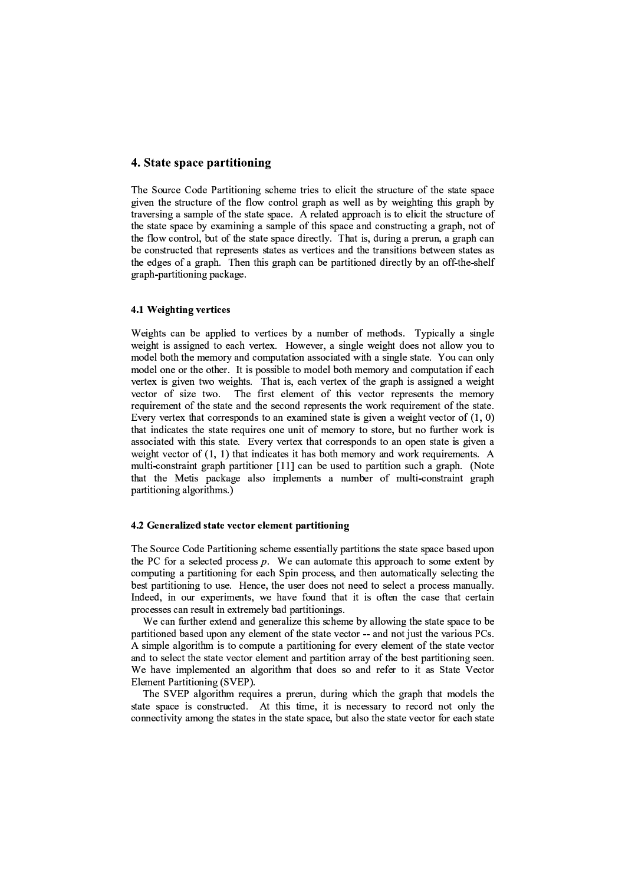## 4. State space partitioning

The Source Code Partitioning scheme tries to elicit the structure of the state space given the structure of the flow control graph as well as by weighting this graph by traversing a sample of the state space. A related approach is to elicit the structure of the state space by examining a sample of this space and constructing a graph, not of the flow control, but of the state space directly. That is, during a prerun, a graph can be constructed that represents states as vertices and the transitions between states as the edges of a graph. Then this graph can be partitioned directly by an off-the-shelf graph-partitioning package.

### 4.1 Weighting vertices

Weights can be applied to vertices by a number of methods. Typically a single weight is assigned to each vertex. However, a single weight does not allow you to model both the memory and computation associated with a single state. You can only model one or the other. It is possible to model both memory and computation if each vertex is given two weights. That is, each vertex of the graph is assigned a weight vector of size two. The first element of this vector represents the memory requirement of the state and the second represents the work requirement of the state. Every vertex that corresponds to an examined state is given a weight vector of (1, 0) that indicates the state requires one unit of memory to store, but no further work is associated with this state. Every vertex that corresponds to an open state is given a weight vector of (1, 1) that indicates it has both memory and work requirements. A multi-constraint graph partitioner [11] can be used to partition such a graph. (Note that the Metis package also implements a number of multi-constraint graph partitioning algorithms.)

### 4.2 Generalized state vector element partitioning

The Source Code Partitioning scheme essentially partitions the state space based upon the PC for a selected process $p$. We can automate this approach to some extent by computing a partitioning for each Spin process, and then automatically selecting the best partitioning to use. Hence, the user does not need to select a process manually. Indeed, in our experiments, we have found that it is often the case that certain processes can result in extremely bad partitionings.

We can further extend and generalize this scheme by allowing the state space to be partitioned based upon any element of the state vector -- and not just the various PCs. A simple algorithm is to compute a partitioning for every element of the state vector and to select the state vector element and partition array of the best partitioning seen. We have implemented an algorithm that does so and refer to it as State Vector Element Partitioning (SVEP).

The SVEP algorithm requires a prerun, during which the graph that models the state space is constructed. At this time, it is necessary to record not only the connectivity among the states in the state space, but also the state vector for each state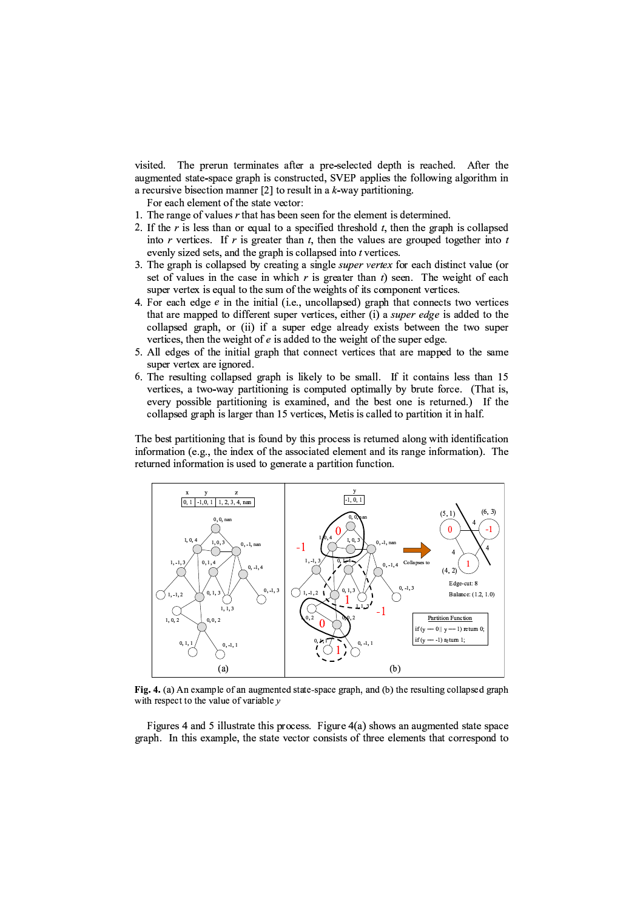visited. The prerun terminates after a pre-selected depth is reached. After the augmented state-space graph is constructed, SVEP applies the following algorithm in a recursive bisection manner [2] to result in a $k$-way partitioning.

For each element of the state vector:

1. The range of values $r$ that has been seen for the element is determined.
2. If the $r$ is less than or equal to a specified threshold $t$, then the graph is collapsed into $r$ vertices. If $r$ is greater than $t$, then the values are grouped together into $t$ evenly sized sets, and the graph is collapsed into $t$ vertices.
3. The graph is collapsed by creating a single *super vertex* for each distinct value (or set of values in the case in which $r$ is greater than $t$) seen. The weight of each super vertex is equal to the sum of the weights of its component vertices.
4. For each edge $e$ in the initial (i.e., uncollapsed) graph that connects two vertices that are mapped to different super vertices, either (i) a *super edge* is added to the collapsed graph, or (ii) if a super edge already exists between the two super vertices, then the weight of $e$ is added to the weight of the super edge.
5. All edges of the initial graph that connect vertices that are mapped to the same super vertex are ignored.
6. The resulting collapsed graph is likely to be small. If it contains less than 15 vertices, a two-way partitioning is computed optimally by brute force. (That is, every possible partitioning is examined, and the best one is returned.) If the collapsed graph is larger than 15 vertices, Metis is called to partition it in half.

The best partitioning that is found by this process is returned along with identification information (e.g., the index of the associated element and its range information). The returned information is used to generate a partition function.

**Fig. 4.** (a) An example of an augmented state-space graph, and (b) the resulting collapsed graph with respect to the value of variable $y$

Figures 4 and 5 illustrate this process. Figure 4(a) shows an augmented state space graph. In this example, the state vector consists of three elements that correspond to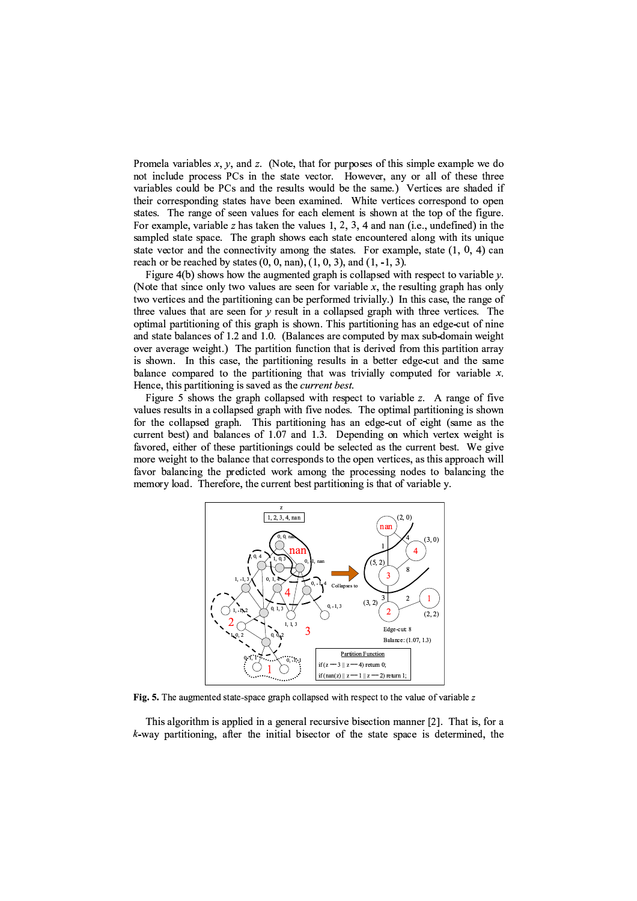Promela variables $x$, $y$, and $z$. (Note, that for purposes of this simple example we do not include process PCs in the state vector. However, any or all of these three variables could be PCs and the results would be the same.) Vertices are shaded if their corresponding states have been examined. White vertices correspond to open states. The range of seen values for each element is shown at the top of the figure. For example, variable $z$ has taken the values 1, 2, 3, 4 and nan (i.e., undefined) in the sampled state space. The graph shows each state encountered along with its unique state vector and the connectivity among the states. For example, state (1, 0, 4) can reach or be reached by states (0, 0, nan), (1, 0, 3), and (1, -1, 3).

Figure 4(b) shows how the augmented graph is collapsed with respect to variable $y$. (Note that since only two values are seen for variable $x$, the resulting graph has only two vertices and the partitioning can be performed trivially.) In this case, the range of three values that are seen for $y$ result in a collapsed graph with three vertices. The optimal partitioning of this graph is shown. This partitioning has an edge-cut of nine and state balances of 1.2 and 1.0. (Balances are computed by max sub-domain weight over average weight.) The partition function that is derived from this partition array is shown. In this case, the partitioning results in a better edge-cut and the same balance compared to the partitioning that was trivially computed for variable $x$. Hence, this partitioning is saved as the *current best*.

Figure 5 shows the graph collapsed with respect to variable $z$. A range of five values results in a collapsed graph with five nodes. The optimal partitioning is shown for the collapsed graph. This partitioning has an edge-cut of eight (same as the current best) and balances of 1.07 and 1.3. Depending on which vertex weight is favored, either of these partitionings could be selected as the current best. We give more weight to the balance that corresponds to the open vertices, as this approach will favor balancing the predicted work among the processing nodes to balancing the memory load. Therefore, the current best partitioning is that of variable y.

**Fig. 5.** The augmented state-space graph collapsed with respect to the value of variable $z$

This algorithm is applied in a general recursive bisection manner [2]. That is, for a $k$-way partitioning, after the initial bisector of the state space is determined, the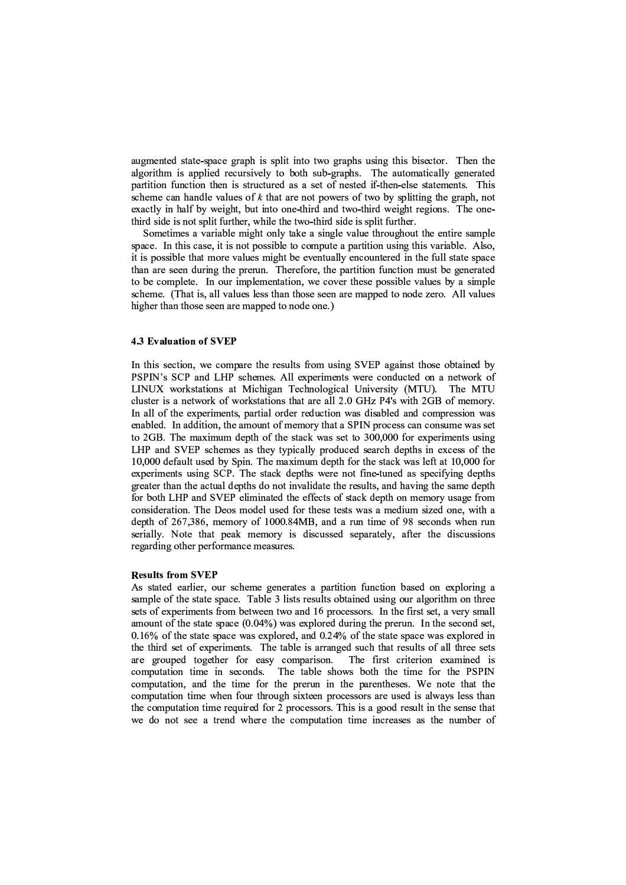augmented state-space graph is split into two graphs using this bisector. Then the algorithm is applied recursively to both sub-graphs. The automatically generated partition function then is structured as a set of nested if-then-else statements. This scheme can handle values of *k* that are not powers of two by splitting the graph, not exactly in half by weight, but into one-third and two-third weight regions. The one-third side is not split further, while the two-third side is split further.

Sometimes a variable might only take a single value throughout the entire sample space. In this case, it is not possible to compute a partition using this variable. Also, it is possible that more values might be eventually encountered in the full state space than are seen during the prerun. Therefore, the partition function must be generated to be complete. In our implementation, we cover these possible values by a simple scheme. (That is, all values less than those seen are mapped to node zero. All values higher than those seen are mapped to node one.)

### 4.3 Evaluation of SVEP

In this section, we compare the results from using SVEP against those obtained by PSPIN's SCP and LHP schemes. All experiments were conducted on a network of LINUX workstations at Michigan Technological University (MTU). The MTU cluster is a network of workstations that are all 2.0 GHz P4's with 2GB of memory. In all of the experiments, partial order reduction was disabled and compression was enabled. In addition, the amount of memory that a SPIN process can consume was set to 2GB. The maximum depth of the stack was set to 300,000 for experiments using LHP and SVEP schemes as they typically produced search depths in excess of the 10,000 default used by Spin. The maximum depth for the stack was left at 10,000 for experiments using SCP. The stack depths were not fine-tuned as specifying depths greater than the actual depths do not invalidate the results, and having the same depth for both LHP and SVEP eliminated the effects of stack depth on memory usage from consideration. The Deos model used for these tests was a medium sized one, with a depth of 267,386, memory of 1000.84MB, and a run time of 98 seconds when run serially. Note that peak memory is discussed separately, after the discussions regarding other performance measures.

**Results from SVEP**

As stated earlier, our scheme generates a partition function based on exploring a sample of the state space. Table 3 lists results obtained using our algorithm on three sets of experiments from between two and 16 processors. In the first set, a very small amount of the state space (0.04%) was explored during the prerun. In the second set, 0.16% of the state space was explored, and 0.24% of the state space was explored in the third set of experiments. The table is arranged such that results of all three sets are grouped together for easy comparison. The first criterion examined is computation time in seconds. The table shows both the time for the PSPIN computation, and the time for the prerun in the parentheses. We note that the computation time when four through sixteen processors are used is always less than the computation time required for 2 processors. This is a good result in the sense that we do not see a trend where the computation time increases as the number of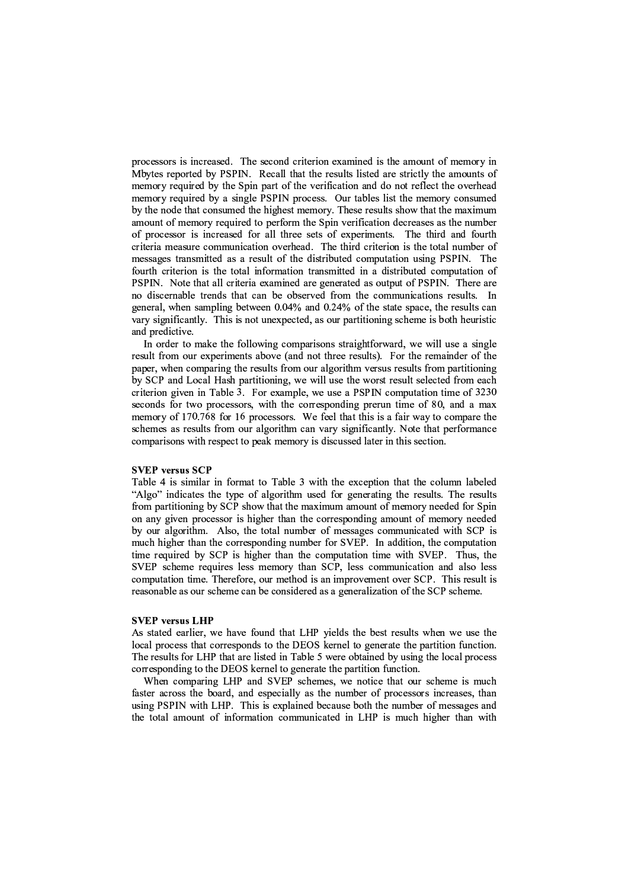processors is increased. The second criterion examined is the amount of memory in Mbytes reported by PSPIN. Recall that the results listed are strictly the amounts of memory required by the Spin part of the verification and do not reflect the overhead memory required by a single PSPIN process. Our tables list the memory consumed by the node that consumed the highest memory. These results show that the maximum amount of memory required to perform the Spin verification decreases as the number of processor is increased for all three sets of experiments. The third and fourth criteria measure communication overhead. The third criterion is the total number of messages transmitted as a result of the distributed computation using PSPIN. The fourth criterion is the total information transmitted in a distributed computation of PSPIN. Note that all criteria examined are generated as output of PSPIN. There are no discernable trends that can be observed from the communications results. In general, when sampling between 0.04% and 0.24% of the state space, the results can vary significantly. This is not unexpected, as our partitioning scheme is both heuristic and predictive.

In order to make the following comparisons straightforward, we will use a single result from our experiments above (and not three results). For the remainder of the paper, when comparing the results from our algorithm versus results from partitioning by SCP and Local Hash partitioning, we will use the worst result selected from each criterion given in Table 3. For example, we use a PSPIN computation time of 3230 seconds for two processors, with the corresponding prerun time of 80, and a max memory of 170.768 for 16 processors. We feel that this is a fair way to compare the schemes as results from our algorithm can vary significantly. Note that performance comparisons with respect to peak memory is discussed later in this section.

**SVEP versus SCP**

Table 4 is similar in format to Table 3 with the exception that the column labeled "Algo" indicates the type of algorithm used for generating the results. The results from partitioning by SCP show that the maximum amount of memory needed for Spin on any given processor is higher than the corresponding amount of memory needed by our algorithm. Also, the total number of messages communicated with SCP is much higher than the corresponding number for SVEP. In addition, the computation time required by SCP is higher than the computation time with SVEP. Thus, the SVEP scheme requires less memory than SCP, less communication and also less computation time. Therefore, our method is an improvement over SCP. This result is reasonable as our scheme can be considered as a generalization of the SCP scheme.

**SVEP versus LHP**

As stated earlier, we have found that LHP yields the best results when we use the local process that corresponds to the DEOS kernel to generate the partition function. The results for LHP that are listed in Table 5 were obtained by using the local process corresponding to the DEOS kernel to generate the partition function.

When comparing LHP and SVEP schemes, we notice that our scheme is much faster across the board, and especially as the number of processors increases, than using PSPIN with LHP. This is explained because both the number of messages and the total amount of information communicated in LHP is much higher than with